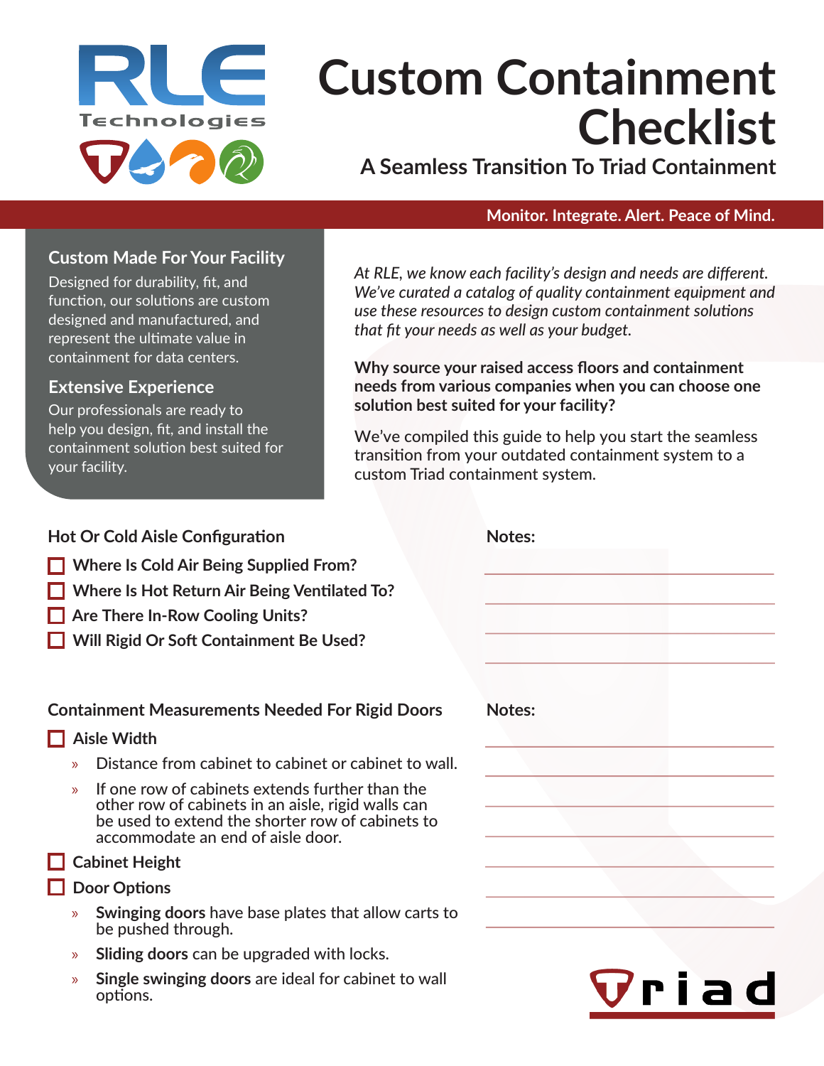RLE Technologies

# Custom Containment Checklist

## A Seamless Transition To Triad Containment

**Monitor. Integrate. Alert. Peace of Mind.**

### Custom Made For Your Facility

Designed for durability, fit, and function, our solutions are custom designed and manufactured, and represent the ultimate value in containment for data centers.

### Extensive Experience

Our professionals are ready to help you design, fit, and install the containment solution best suited for your facility.

*At RLE, we know each facility's design and needs are different. We've curated a catalog of quality containment equipment and use these resources to design custom containment solutions that fit your needs as well as your budget.*

**Why source your raised access floors and containment needs from various companies when you can choose one solution best suited for your facility?**

We've compiled this guide to help you start the seamless transition from your outdated containment system to a custom Triad containment system.

### Hot Or Cold Aisle Configuration

- [ ] Where Is Cold Air Being Supplied From?
- [ ] Where Is Hot Return Air Being Ventilated To?
- [ ] Are There In-Row Cooling Units?
- [ ] Will Rigid Or Soft Containment Be Used?

**Notes:**

___________________________________

___________________________________

___________________________________

___________________________________

### Containment Measurements Needed For Rigid Doors

- [ ] Aisle Width
  - Distance from cabinet to cabinet or cabinet to wall.
  - If one row of cabinets extends further than the other row of cabinets in an aisle, rigid walls can be used to extend the shorter row of cabinets to accommodate an end of aisle door.
- [ ] Cabinet Height
- [ ] Door Options
  - **Swinging doors** have base plates that allow carts to be pushed through.
  - **Sliding doors** can be upgraded with locks.
  - **Single swinging doors** are ideal for cabinet to wall options.

**Notes:**

___________________________________

___________________________________

___________________________________

___________________________________

___________________________________

___________________________________

___________________________________

Triad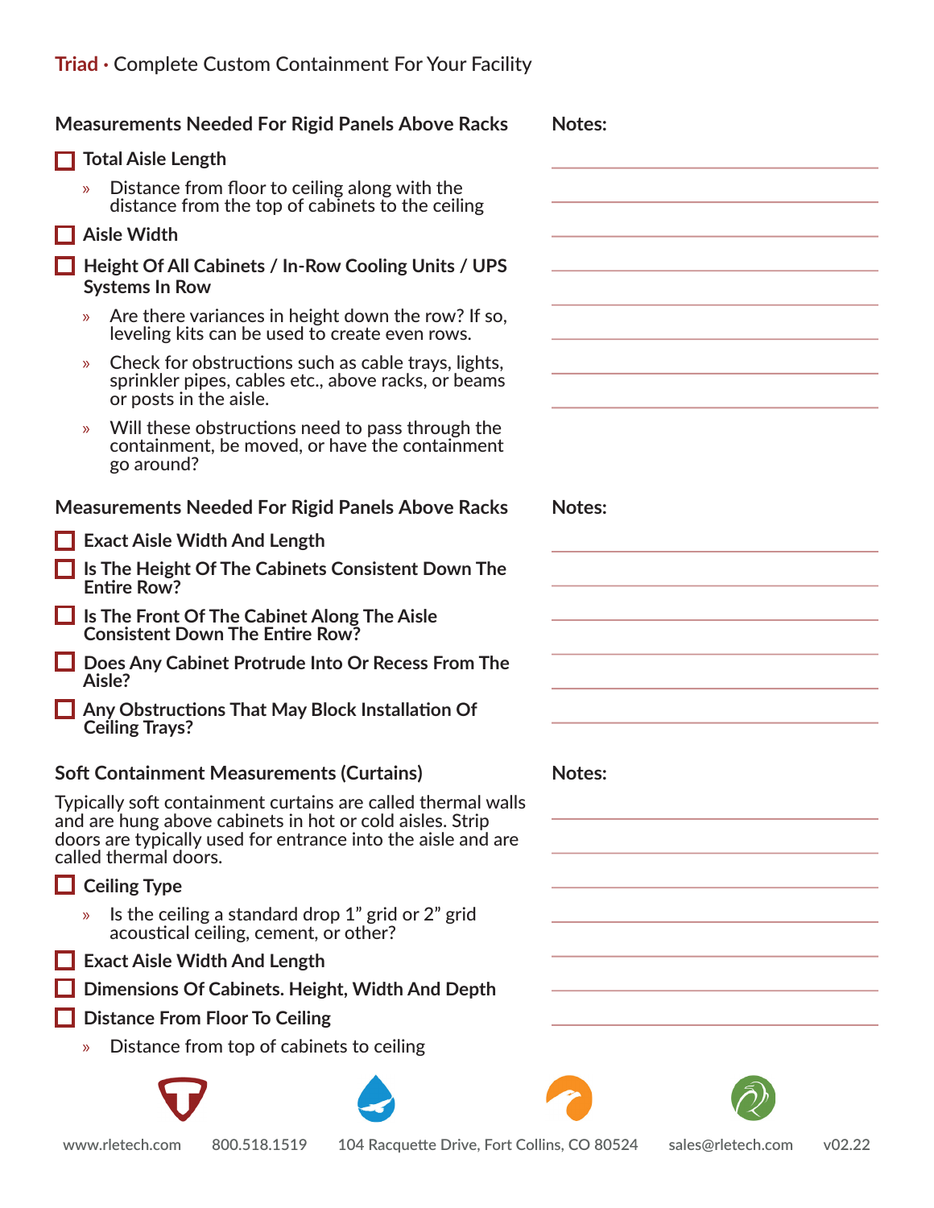**Triad** · Complete Custom Containment For Your Facility

## Measurements Needed For Rigid Panels Above Racks

Notes:

- ☐ **Total Aisle Length**
  - » Distance from floor to ceiling along with the distance from the top of cabinets to the ceiling
- ☐ **Aisle Width**
- ☐ **Height Of All Cabinets / In-Row Cooling Units / UPS Systems In Row**
  - » Are there variances in height down the row? If so, leveling kits can be used to create even rows.
  - » Check for obstructions such as cable trays, lights, sprinkler pipes, cables etc., above racks, or beams or posts in the aisle.
  - » Will these obstructions need to pass through the containment, be moved, or have the containment go around?

## Measurements Needed For Rigid Panels Above Racks

Notes:

- ☐ **Exact Aisle Width And Length**
- ☐ **Is The Height Of The Cabinets Consistent Down The Entire Row?**
- ☐ **Is The Front Of The Cabinet Along The Aisle Consistent Down The Entire Row?**
- ☐ **Does Any Cabinet Protrude Into Or Recess From The Aisle?**
- ☐ **Any Obstructions That May Block Installation Of Ceiling Trays?**

## Soft Containment Measurements (Curtains)

Notes:

Typically soft containment curtains are called thermal walls and are hung above cabinets in hot or cold aisles. Strip doors are typically used for entrance into the aisle and are called thermal doors.

- ☐ **Ceiling Type**
  - » Is the ceiling a standard drop 1” grid or 2” grid acoustical ceiling, cement, or other?
- ☐ **Exact Aisle Width And Length**
- ☐ **Dimensions Of Cabinets. Height, Width And Depth**
- ☐ **Distance From Floor To Ceiling**
  - » Distance from top of cabinets to ceiling

www.rletech.com 800.518.1519 104 Racquette Drive, Fort Collins, CO 80524 sales@rletech.com v02.22